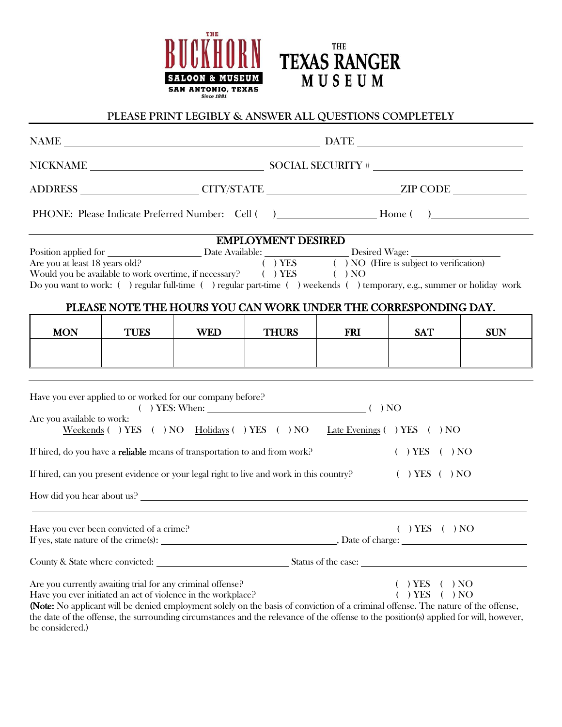THE BUCKHORN SALOON & MUSEUM
SAN ANTONIO, TEXAS
Since 1881

THE TEXAS RANGER MUSEUM

PLEASE PRINT LEGIBLY & ANSWER ALL QUESTIONS COMPLETELY

NAME ______________________________ DATE ____________________

NICKNAME ____________________ SOCIAL SECURITY # ____________________

ADDRESS ______________ CITY/STATE ______________ ZIP CODE __________

PHONE: Please Indicate Preferred Number: Cell ( ) ______________ Home ( ) ______________

## EMPLOYMENT DESIRED

Position applied for ______________ Date Available: ______________ Desired Wage: ______________

Are you at least 18 years old? ( ) YES ( ) NO (Hire is subject to verification)

Would you be available to work overtime, if necessary? ( ) YES ( ) NO

Do you want to work: ( ) regular full-time ( ) regular part-time ( ) weekends ( ) temporary, e.g., summer or holiday work

## PLEASE NOTE THE HOURS YOU CAN WORK UNDER THE CORRESPONDING DAY.

| MON | TUES | WED | THURS | FRI | SAT | SUN |
|---|---|---|---|---|---|---|
| | | | | | | |

Have you ever applied to or worked for our company before?
( ) YES: When: ______________________ ( ) NO

Are you available to work:
Weekends ( ) YES ( ) NO Holidays ( ) YES ( ) NO Late Evenings ( ) YES ( ) NO

If hired, do you have a **reliable** means of transportation to and from work? ( ) YES ( ) NO

If hired, can you present evidence or your legal right to live and work in this country? ( ) YES ( ) NO

How did you hear about us? ____________________________________________

Have you ever been convicted of a crime? ( ) YES ( ) NO

If yes, state nature of the crime(s): ______________________, Date of charge: ______________

County & State where convicted: ______________________ Status of the case: ______________________

Are you currently awaiting trial for any criminal offense? ( ) YES ( ) NO

Have you ever initiated an act of violence in the workplace? ( ) YES ( ) NO

(**Note:** No applicant will be denied employment solely on the basis of conviction of a criminal offense. The nature of the offense, the date of the offense, the surrounding circumstances and the relevance of the offense to the position(s) applied for will, however, be considered.)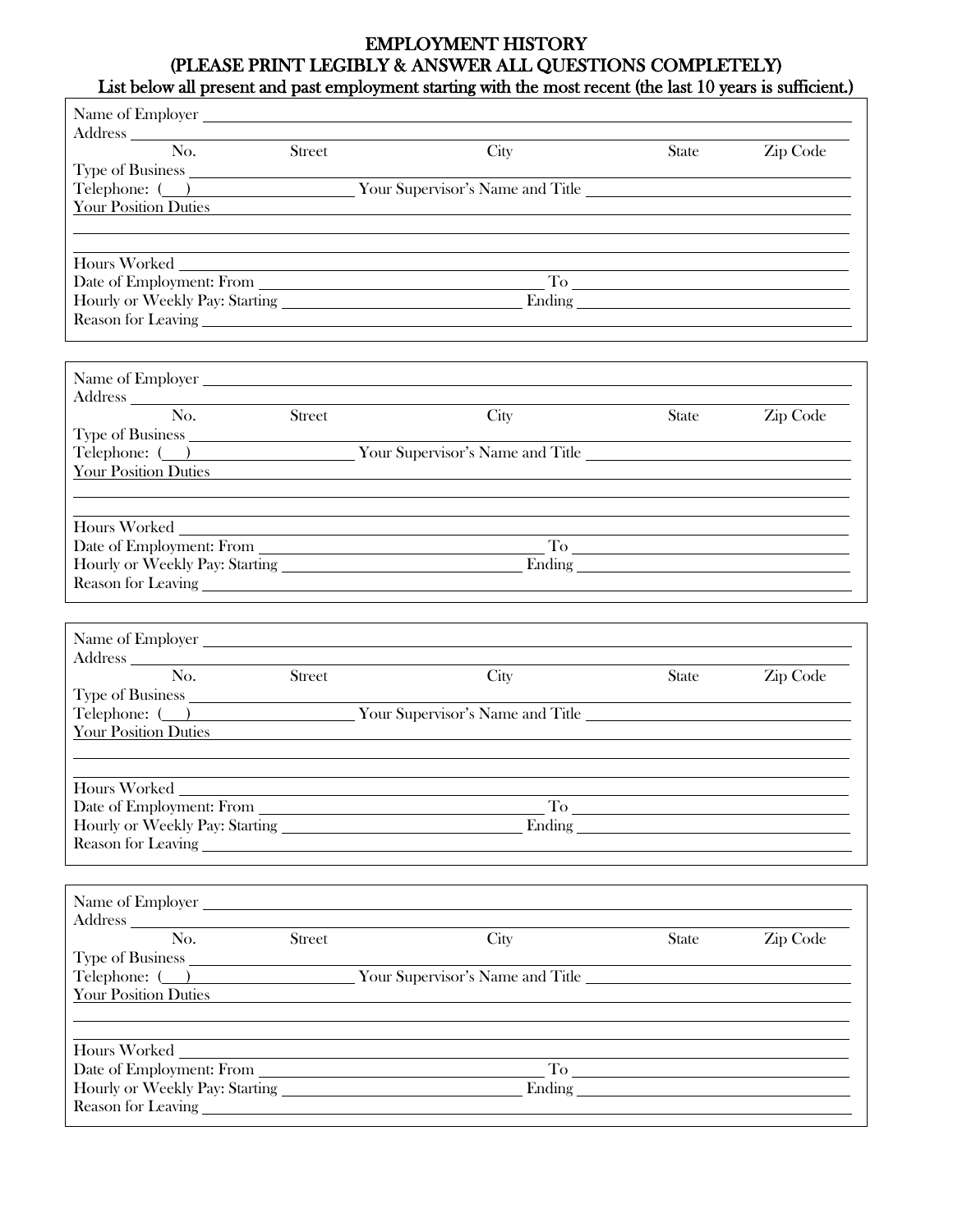# EMPLOYMENT HISTORY
## (PLEASE PRINT LEGIBLY & ANSWER ALL QUESTIONS COMPLETELY)

**List below all present and past employment starting with the most recent (the last 10 years is sufficient.)**

Name of Employer ______________________________________________

Address ______________________________________________

No. Street City State Zip Code

Type of Business ______________________________________________

Telephone: (___) ____________________ Your Supervisor's Name and Title ____________________

Your Position Duties ______________________________________________

______________________________________________

______________________________________________

Hours Worked ______________________________________________

Date of Employment: From ____________________ To ____________________

Hourly or Weekly Pay: Starting ____________________ Ending ____________________

Reason for Leaving ______________________________________________

---

Name of Employer ______________________________________________

Address ______________________________________________

No. Street City State Zip Code

Type of Business ______________________________________________

Telephone: (___) ____________________ Your Supervisor's Name and Title ____________________

Your Position Duties ______________________________________________

______________________________________________

______________________________________________

Hours Worked ______________________________________________

Date of Employment: From ____________________ To ____________________

Hourly or Weekly Pay: Starting ____________________ Ending ____________________

Reason for Leaving ______________________________________________

---

Name of Employer ______________________________________________

Address ______________________________________________

No. Street City State Zip Code

Type of Business ______________________________________________

Telephone: (___) ____________________ Your Supervisor's Name and Title ____________________

Your Position Duties ______________________________________________

______________________________________________

______________________________________________

Hours Worked ______________________________________________

Date of Employment: From ____________________ To ____________________

Hourly or Weekly Pay: Starting ____________________ Ending ____________________

Reason for Leaving ______________________________________________

---

Name of Employer ______________________________________________

Address ______________________________________________

No. Street City State Zip Code

Type of Business ______________________________________________

Telephone: (___) ____________________ Your Supervisor's Name and Title ____________________

Your Position Duties ______________________________________________

______________________________________________

______________________________________________

Hours Worked ______________________________________________

Date of Employment: From ____________________ To ____________________

Hourly or Weekly Pay: Starting ____________________ Ending ____________________

Reason for Leaving ______________________________________________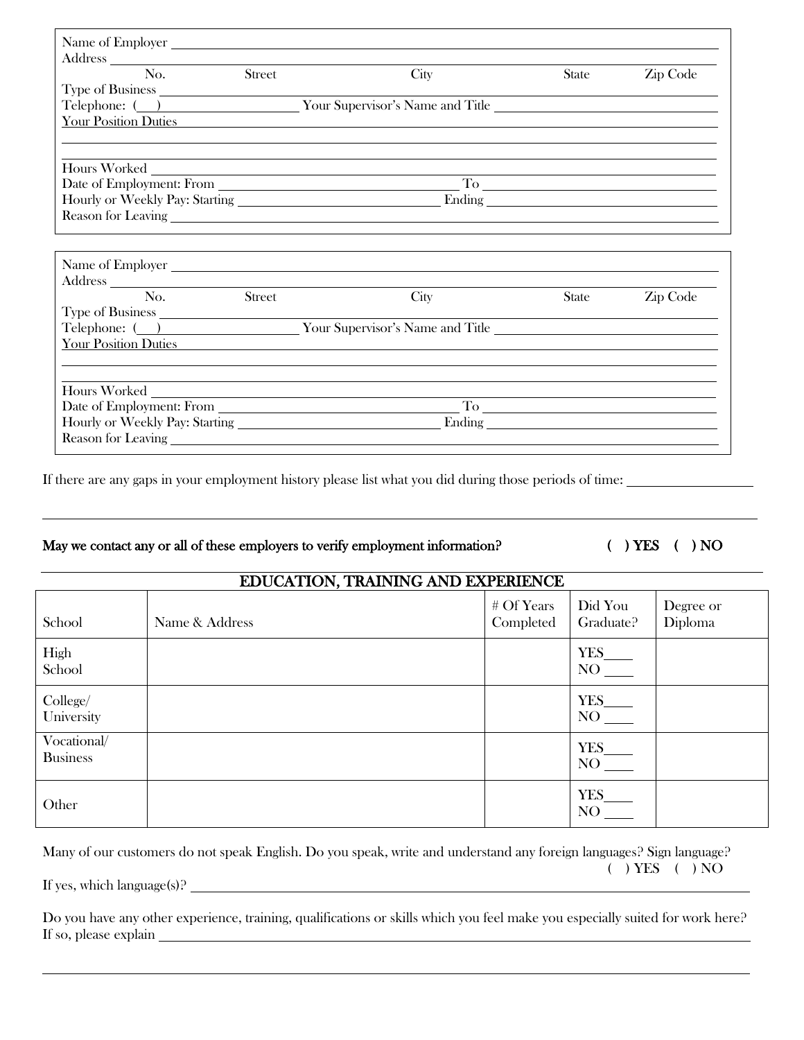Name of Employer ___________________________________________

Address ___________________________________________

No. Street City State Zip Code

Type of Business ___________________________________________

Telephone: (___) ____________________ Your Supervisor's Name and Title ____________________

Your Position Duties ___________________________________________

___________________________________________

___________________________________________

Hours Worked ___________________________________________

Date of Employment: From ____________________ To ____________________

Hourly or Weekly Pay: Starting ____________________ Ending ____________________

Reason for Leaving ___________________________________________

---

Name of Employer ___________________________________________

Address ___________________________________________

No. Street City State Zip Code

Type of Business ___________________________________________

Telephone: (___) ____________________ Your Supervisor's Name and Title ____________________

Your Position Duties ___________________________________________

___________________________________________

___________________________________________

Hours Worked ___________________________________________

Date of Employment: From ____________________ To ____________________

Hourly or Weekly Pay: Starting ____________________ Ending ____________________

Reason for Leaving ___________________________________________

---

If there are any gaps in your employment history please list what you did during those periods of time: ____________________

___________________________________________

**May we contact any or all of these employers to verify employment information?** **( ) YES ( ) NO**

## EDUCATION, TRAINING AND EXPERIENCE

| School | Name & Address | # Of Years Completed | Did You Graduate? | Degree or Diploma |
|---|---|---|---|---|
| High School | | | YES____ NO ____ | |
| College/ University | | | YES____ NO ____ | |
| Vocational/ Business | | | YES____ NO ____ | |
| Other | | | YES____ NO ____ | |

Many of our customers do not speak English. Do you speak, write and understand any foreign languages? Sign language? ( ) YES ( ) NO

If yes, which language(s)? ___________________________________________

Do you have any other experience, training, qualifications or skills which you feel make you especially suited for work here? If so, please explain ___________________________________________

___________________________________________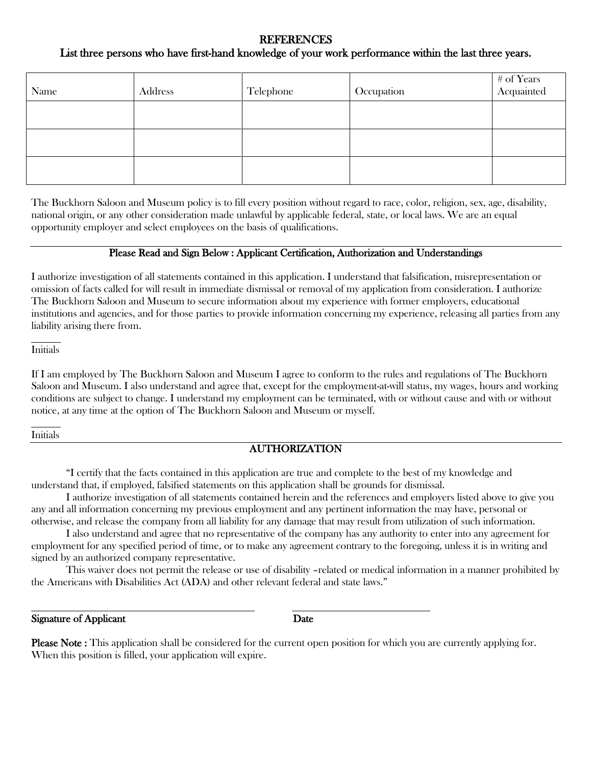## REFERENCES

### List three persons who have first-hand knowledge of your work performance within the last three years.

| Name | Address | Telephone | Occupation | # of Years Acquainted |
|---|---|---|---|---|
| | | | | |
| | | | | |
| | | | | |

The Buckhorn Saloon and Museum policy is to fill every position without regard to race, color, religion, sex, age, disability, national origin, or any other consideration made unlawful by applicable federal, state, or local laws. We are an equal opportunity employer and select employees on the basis of qualifications.

---

### Please Read and Sign Below : Applicant Certification, Authorization and Understandings

I authorize investigation of all statements contained in this application. I understand that falsification, misrepresentation or omission of facts called for will result in immediate dismissal or removal of my application from consideration. I authorize The Buckhorn Saloon and Museum to secure information about my experience with former employers, educational institutions and agencies, and for those parties to provide information concerning my experience, releasing all parties from any liability arising there from.

______
Initials

If I am employed by The Buckhorn Saloon and Museum I agree to conform to the rules and regulations of The Buckhorn Saloon and Museum. I also understand and agree that, except for the employment-at-will status, my wages, hours and working conditions are subject to change. I understand my employment can be terminated, with or without cause and with or without notice, at any time at the option of The Buckhorn Saloon and Museum or myself.

______
Initials

---

## AUTHORIZATION

"I certify that the facts contained in this application are true and complete to the best of my knowledge and understand that, if employed, falsified statements on this application shall be grounds for dismissal.

I authorize investigation of all statements contained herein and the references and employers listed above to give you any and all information concerning my previous employment and any pertinent information the may have, personal or otherwise, and release the company from all liability for any damage that may result from utilization of such information.

I also understand and agree that no representative of the company has any authority to enter into any agreement for employment for any specified period of time, or to make any agreement contrary to the foregoing, unless it is in writing and signed by an authorized company representative.

This waiver does not permit the release or use of disability –related or medical information in a manner prohibited by the Americans with Disabilities Act (ADA) and other relevant federal and state laws."

______________________________ ______________________

**Signature of Applicant** **Date**

**Please Note :** This application shall be considered for the current open position for which you are currently applying for. When this position is filled, your application will expire.